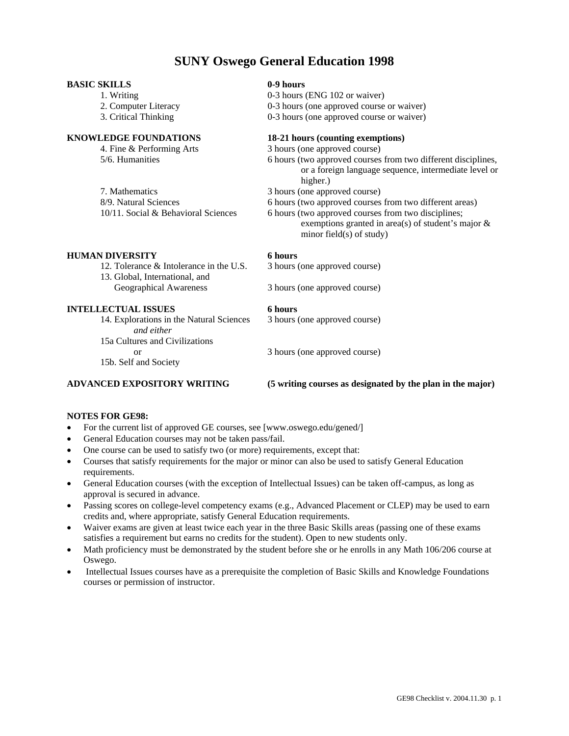# SUNY Oswego General Education 1998

| | |
|---|---|
| **BASIC SKILLS** | **0-9 hours** |
| 1. Writing | 0-3 hours (ENG 102 or waiver) |
| 2. Computer Literacy | 0-3 hours (one approved course or waiver) |
| 3. Critical Thinking | 0-3 hours (one approved course or waiver) |
| **KNOWLEDGE FOUNDATIONS** | **18-21 hours (counting exemptions)** |
| 4. Fine & Performing Arts | 3 hours (one approved course) |
| 5/6. Humanities | 6 hours (two approved courses from two different disciplines, or a foreign language sequence, intermediate level or higher.) |
| 7. Mathematics | 3 hours (one approved course) |
| 8/9. Natural Sciences | 6 hours (two approved courses from two different areas) |
| 10/11. Social & Behavioral Sciences | 6 hours (two approved courses from two disciplines; exemptions granted in area(s) of student's major & minor field(s) of study) |
| **HUMAN DIVERSITY** | **6 hours** |
| 12. Tolerance & Intolerance in the U.S. | 3 hours (one approved course) |
| 13. Global, International, and Geographical Awareness | 3 hours (one approved course) |
| **INTELLECTUAL ISSUES** | **6 hours** |
| 14. Explorations in the Natural Sciences *and either* | 3 hours (one approved course) |
| 15a Cultures and Civilizations or 15b. Self and Society | 3 hours (one approved course) |
| **ADVANCED EXPOSITORY WRITING** | **(5 writing courses as designated by the plan in the major)** |

**NOTES FOR GE98:**

- For the current list of approved GE courses, see [www.oswego.edu/gened/]
- General Education courses may not be taken pass/fail.
- One course can be used to satisfy two (or more) requirements, except that:
- Courses that satisfy requirements for the major or minor can also be used to satisfy General Education requirements.
- General Education courses (with the exception of Intellectual Issues) can be taken off-campus, as long as approval is secured in advance.
- Passing scores on college-level competency exams (e.g., Advanced Placement or CLEP) may be used to earn credits and, where appropriate, satisfy General Education requirements.
- Waiver exams are given at least twice each year in the three Basic Skills areas (passing one of these exams satisfies a requirement but earns no credits for the student). Open to new students only.
- Math proficiency must be demonstrated by the student before she or he enrolls in any Math 106/206 course at Oswego.
- Intellectual Issues courses have as a prerequisite the completion of Basic Skills and Knowledge Foundations courses or permission of instructor.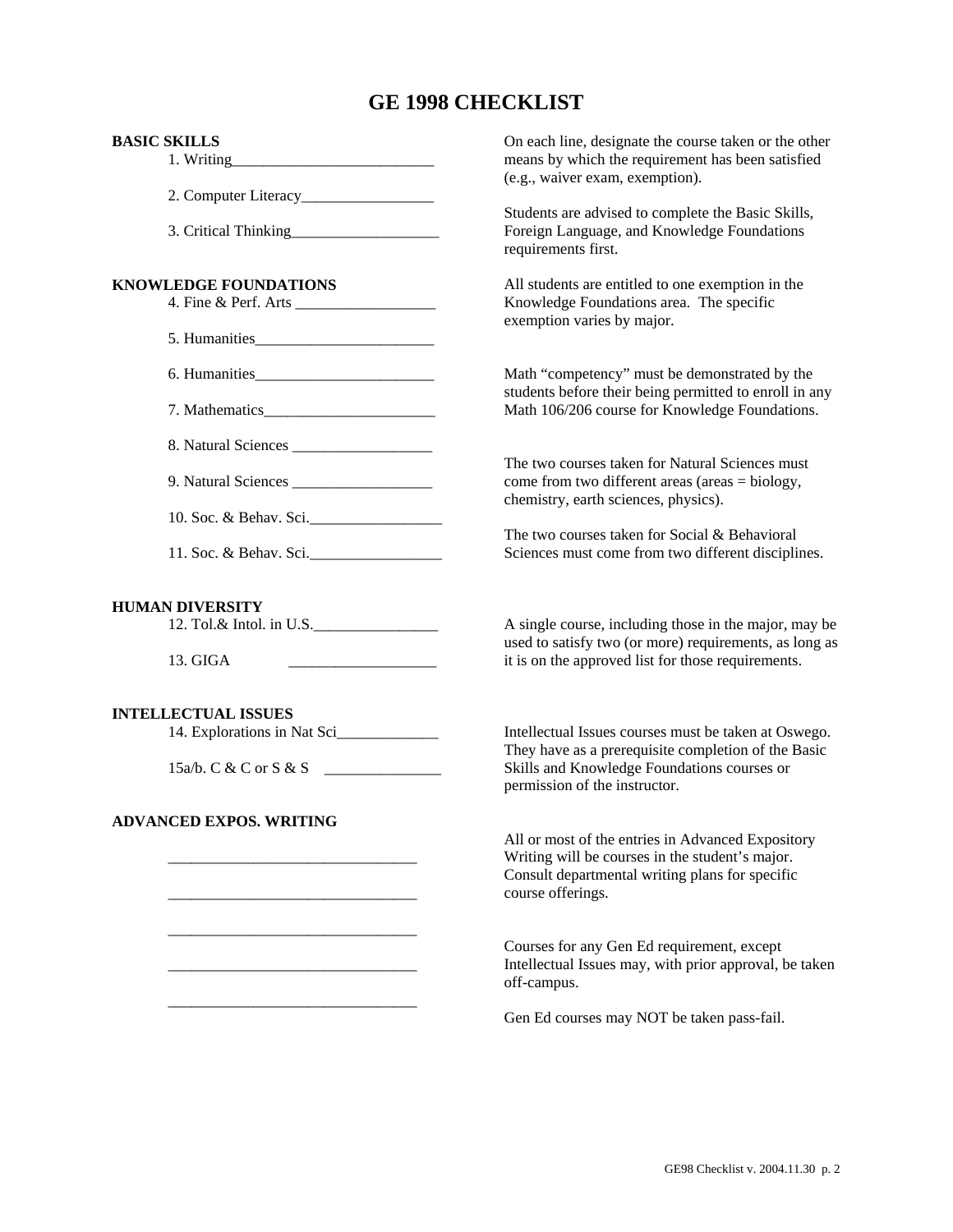# GE 1998 CHECKLIST

**BASIC SKILLS**

1. Writing__________________________
2. Computer Literacy_________________
3. Critical Thinking___________________

**KNOWLEDGE FOUNDATIONS**

4. Fine & Perf. Arts __________________
5. Humanities_______________________
6. Humanities_______________________
7. Mathematics______________________
8. Natural Sciences __________________
9. Natural Sciences __________________
10. Soc. & Behav. Sci._________________
11. Soc. & Behav. Sci._________________

**HUMAN DIVERSITY**

12. Tol.& Intol. in U.S.________________
13. GIGA ___________________

**INTELLECTUAL ISSUES**

14. Explorations in Nat Sci_____________

15a/b. C & C or S & S _______________

**ADVANCED EXPOS. WRITING**

________________________________

________________________________

________________________________

________________________________

________________________________

On each line, designate the course taken or the other means by which the requirement has been satisfied (e.g., waiver exam, exemption).

Students are advised to complete the Basic Skills, Foreign Language, and Knowledge Foundations requirements first.

All students are entitled to one exemption in the Knowledge Foundations area. The specific exemption varies by major.

Math "competency" must be demonstrated by the students before their being permitted to enroll in any Math 106/206 course for Knowledge Foundations.

The two courses taken for Natural Sciences must come from two different areas (areas = biology, chemistry, earth sciences, physics).

The two courses taken for Social & Behavioral Sciences must come from two different disciplines.

A single course, including those in the major, may be used to satisfy two (or more) requirements, as long as it is on the approved list for those requirements.

Intellectual Issues courses must be taken at Oswego. They have as a prerequisite completion of the Basic Skills and Knowledge Foundations courses or permission of the instructor.

All or most of the entries in Advanced Expository Writing will be courses in the student's major. Consult departmental writing plans for specific course offerings.

Courses for any Gen Ed requirement, except Intellectual Issues may, with prior approval, be taken off-campus.

Gen Ed courses may NOT be taken pass-fail.

GE98 Checklist v. 2004.11.30